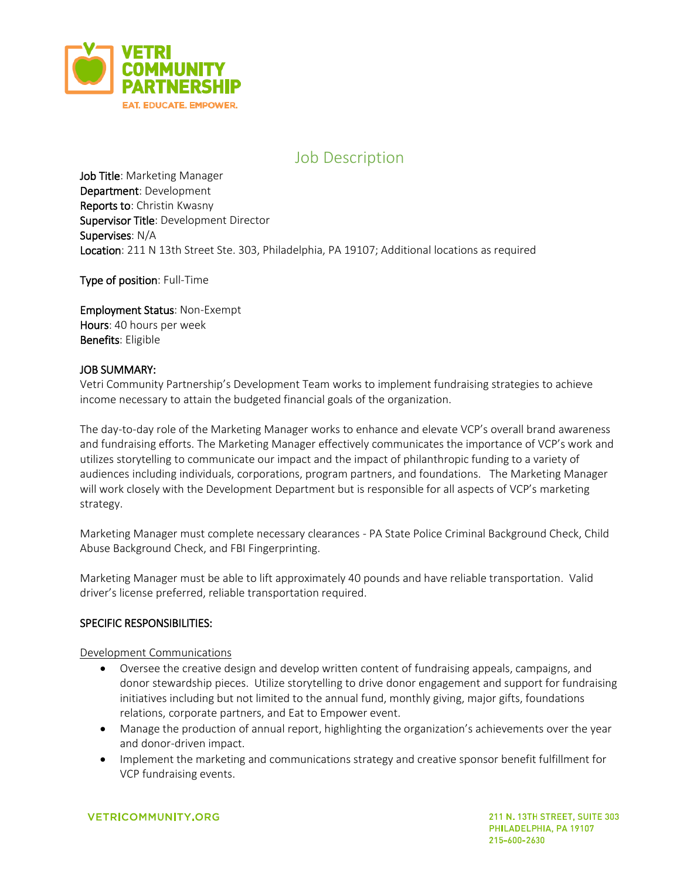VETRI COMMUNITY PARTNERSHIP

EAT. EDUCATE. EMPOWER.

# Job Description

**Job Title**: Marketing Manager
**Department**: Development
**Reports to**: Christin Kwasny
**Supervisor Title**: Development Director
**Supervises**: N/A
**Location**: 211 N 13th Street Ste. 303, Philadelphia, PA 19107; Additional locations as required

**Type of position**: Full-Time

**Employment Status**: Non-Exempt
**Hours**: 40 hours per week
**Benefits**: Eligible

## JOB SUMMARY:

Vetri Community Partnership's Development Team works to implement fundraising strategies to achieve income necessary to attain the budgeted financial goals of the organization.

The day-to-day role of the Marketing Manager works to enhance and elevate VCP's overall brand awareness and fundraising efforts. The Marketing Manager effectively communicates the importance of VCP's work and utilizes storytelling to communicate our impact and the impact of philanthropic funding to a variety of audiences including individuals, corporations, program partners, and foundations. The Marketing Manager will work closely with the Development Department but is responsible for all aspects of VCP's marketing strategy.

Marketing Manager must complete necessary clearances - PA State Police Criminal Background Check, Child Abuse Background Check, and FBI Fingerprinting.

Marketing Manager must be able to lift approximately 40 pounds and have reliable transportation. Valid driver's license preferred, reliable transportation required.

## SPECIFIC RESPONSIBILITIES:

Development Communications

- Oversee the creative design and develop written content of fundraising appeals, campaigns, and donor stewardship pieces. Utilize storytelling to drive donor engagement and support for fundraising initiatives including but not limited to the annual fund, monthly giving, major gifts, foundations relations, corporate partners, and Eat to Empower event.
- Manage the production of annual report, highlighting the organization's achievements over the year and donor-driven impact.
- Implement the marketing and communications strategy and creative sponsor benefit fulfillment for VCP fundraising events.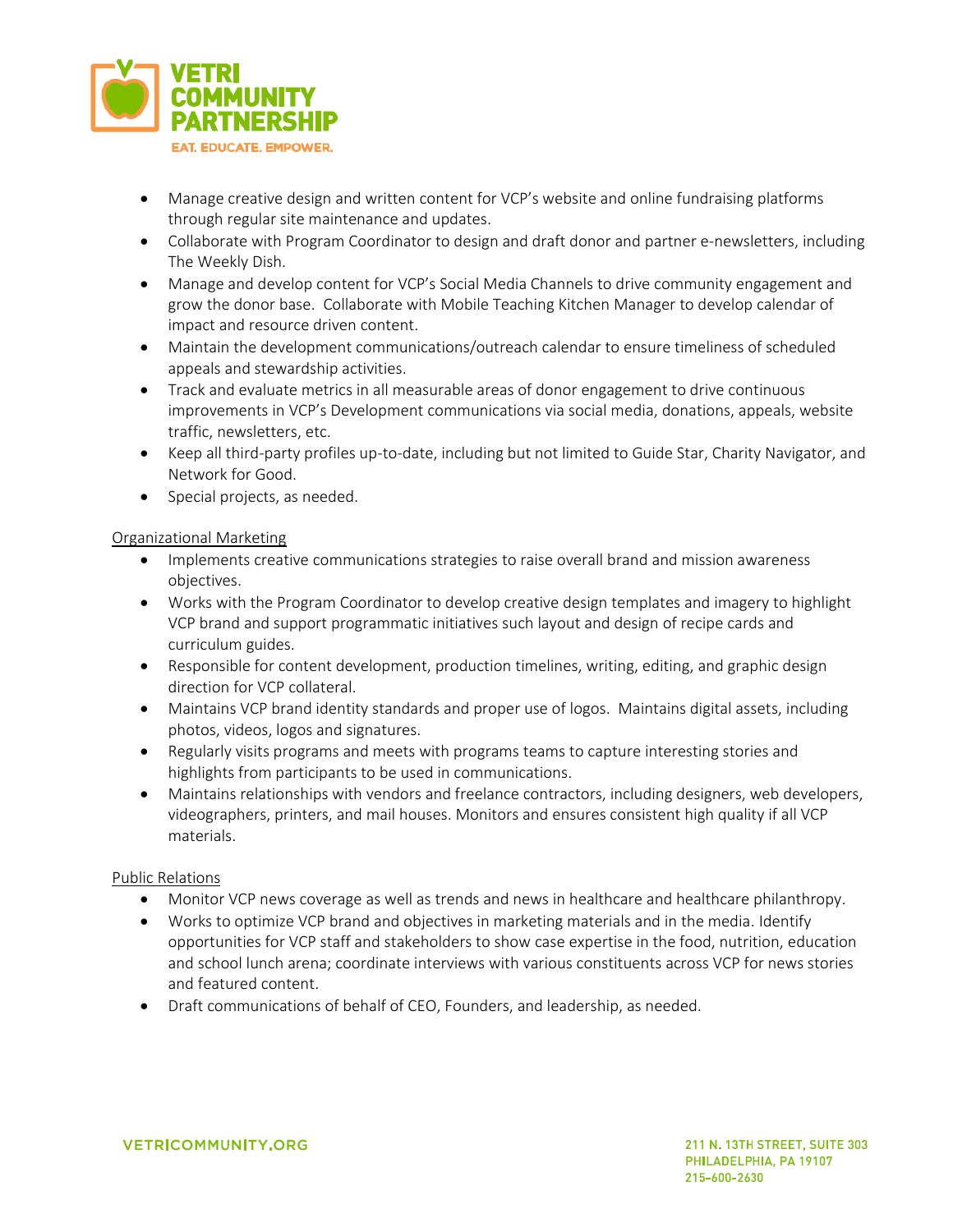- Manage creative design and written content for VCP's website and online fundraising platforms through regular site maintenance and updates.
- Collaborate with Program Coordinator to design and draft donor and partner e-newsletters, including The Weekly Dish.
- Manage and develop content for VCP's Social Media Channels to drive community engagement and grow the donor base. Collaborate with Mobile Teaching Kitchen Manager to develop calendar of impact and resource driven content.
- Maintain the development communications/outreach calendar to ensure timeliness of scheduled appeals and stewardship activities.
- Track and evaluate metrics in all measurable areas of donor engagement to drive continuous improvements in VCP's Development communications via social media, donations, appeals, website traffic, newsletters, etc.
- Keep all third-party profiles up-to-date, including but not limited to Guide Star, Charity Navigator, and Network for Good.
- Special projects, as needed.

<u>Organizational Marketing</u>

- Implements creative communications strategies to raise overall brand and mission awareness objectives.
- Works with the Program Coordinator to develop creative design templates and imagery to highlight VCP brand and support programmatic initiatives such layout and design of recipe cards and curriculum guides.
- Responsible for content development, production timelines, writing, editing, and graphic design direction for VCP collateral.
- Maintains VCP brand identity standards and proper use of logos. Maintains digital assets, including photos, videos, logos and signatures.
- Regularly visits programs and meets with programs teams to capture interesting stories and highlights from participants to be used in communications.
- Maintains relationships with vendors and freelance contractors, including designers, web developers, videographers, printers, and mail houses. Monitors and ensures consistent high quality if all VCP materials.

<u>Public Relations</u>

- Monitor VCP news coverage as well as trends and news in healthcare and healthcare philanthropy.
- Works to optimize VCP brand and objectives in marketing materials and in the media. Identify opportunities for VCP staff and stakeholders to show case expertise in the food, nutrition, education and school lunch arena; coordinate interviews with various constituents across VCP for news stories and featured content.
- Draft communications of behalf of CEO, Founders, and leadership, as needed.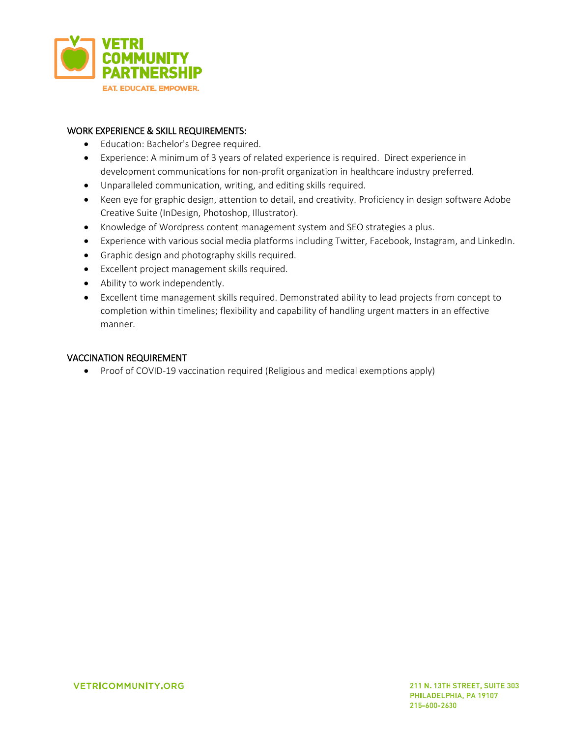## WORK EXPERIENCE & SKILL REQUIREMENTS:

- Education: Bachelor's Degree required.
- Experience: A minimum of 3 years of related experience is required. Direct experience in development communications for non-profit organization in healthcare industry preferred.
- Unparalleled communication, writing, and editing skills required.
- Keen eye for graphic design, attention to detail, and creativity. Proficiency in design software Adobe Creative Suite (InDesign, Photoshop, Illustrator).
- Knowledge of Wordpress content management system and SEO strategies a plus.
- Experience with various social media platforms including Twitter, Facebook, Instagram, and LinkedIn.
- Graphic design and photography skills required.
- Excellent project management skills required.
- Ability to work independently.
- Excellent time management skills required. Demonstrated ability to lead projects from concept to completion within timelines; flexibility and capability of handling urgent matters in an effective manner.

## VACCINATION REQUIREMENT

- Proof of COVID-19 vaccination required (Religious and medical exemptions apply)